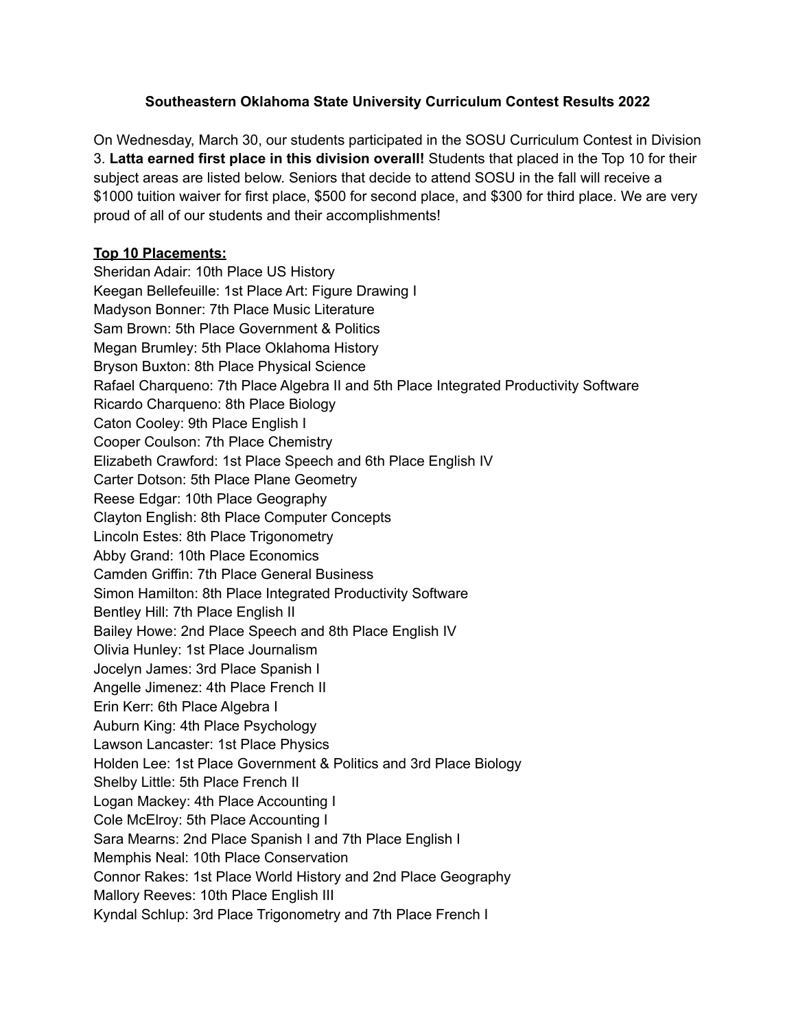**Southeastern Oklahoma State University Curriculum Contest Results 2022**

On Wednesday, March 30, our students participated in the SOSU Curriculum Contest in Division 3. **Latta earned first place in this division overall!** Students that placed in the Top 10 for their subject areas are listed below. Seniors that decide to attend SOSU in the fall will receive a $1000 tuition waiver for first place, $500 for second place, and $300 for third place. We are very proud of all of our students and their accomplishments!

**<u>Top 10 Placements:</u>**

Sheridan Adair: 10th Place US History
Keegan Bellefeuille: 1st Place Art: Figure Drawing I
Madyson Bonner: 7th Place Music Literature
Sam Brown: 5th Place Government & Politics
Megan Brumley: 5th Place Oklahoma History
Bryson Buxton: 8th Place Physical Science
Rafael Charqueno: 7th Place Algebra II and 5th Place Integrated Productivity Software
Ricardo Charqueno: 8th Place Biology
Caton Cooley: 9th Place English I
Cooper Coulson: 7th Place Chemistry
Elizabeth Crawford: 1st Place Speech and 6th Place English IV
Carter Dotson: 5th Place Plane Geometry
Reese Edgar: 10th Place Geography
Clayton English: 8th Place Computer Concepts
Lincoln Estes: 8th Place Trigonometry
Abby Grand: 10th Place Economics
Camden Griffin: 7th Place General Business
Simon Hamilton: 8th Place Integrated Productivity Software
Bentley Hill: 7th Place English II
Bailey Howe: 2nd Place Speech and 8th Place English IV
Olivia Hunley: 1st Place Journalism
Jocelyn James: 3rd Place Spanish I
Angelle Jimenez: 4th Place French II
Erin Kerr: 6th Place Algebra I
Auburn King: 4th Place Psychology
Lawson Lancaster: 1st Place Physics
Holden Lee: 1st Place Government & Politics and 3rd Place Biology
Shelby Little: 5th Place French II
Logan Mackey: 4th Place Accounting I
Cole McElroy: 5th Place Accounting I
Sara Mearns: 2nd Place Spanish I and 7th Place English I
Memphis Neal: 10th Place Conservation
Connor Rakes: 1st Place World History and 2nd Place Geography
Mallory Reeves: 10th Place English III
Kyndal Schlup: 3rd Place Trigonometry and 7th Place French I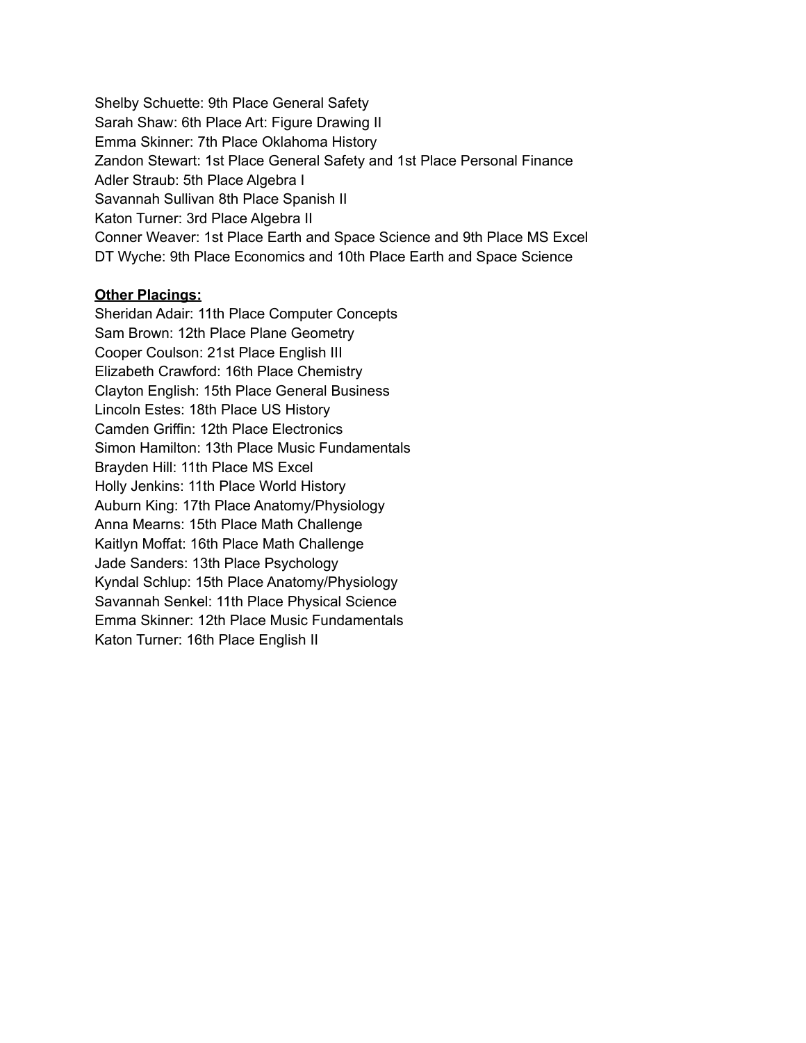Shelby Schuette: 9th Place General Safety
Sarah Shaw: 6th Place Art: Figure Drawing II
Emma Skinner: 7th Place Oklahoma History
Zandon Stewart: 1st Place General Safety and 1st Place Personal Finance
Adler Straub: 5th Place Algebra I
Savannah Sullivan 8th Place Spanish II
Katon Turner: 3rd Place Algebra II
Conner Weaver: 1st Place Earth and Space Science and 9th Place MS Excel
DT Wyche: 9th Place Economics and 10th Place Earth and Space Science

**<u>Other Placings:</u>**
Sheridan Adair: 11th Place Computer Concepts
Sam Brown: 12th Place Plane Geometry
Cooper Coulson: 21st Place English III
Elizabeth Crawford: 16th Place Chemistry
Clayton English: 15th Place General Business
Lincoln Estes: 18th Place US History
Camden Griffin: 12th Place Electronics
Simon Hamilton: 13th Place Music Fundamentals
Brayden Hill: 11th Place MS Excel
Holly Jenkins: 11th Place World History
Auburn King: 17th Place Anatomy/Physiology
Anna Mearns: 15th Place Math Challenge
Kaitlyn Moffat: 16th Place Math Challenge
Jade Sanders: 13th Place Psychology
Kyndal Schlup: 15th Place Anatomy/Physiology
Savannah Senkel: 11th Place Physical Science
Emma Skinner: 12th Place Music Fundamentals
Katon Turner: 16th Place English II